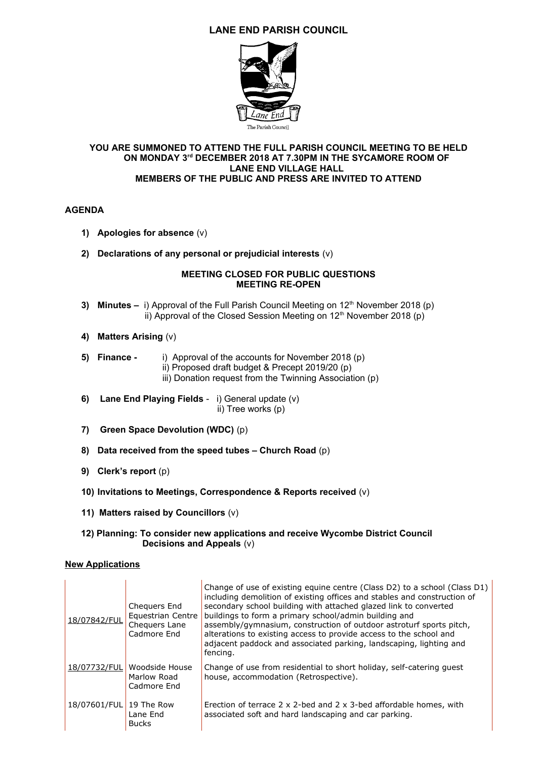# LANE END PARISH COUNCIL

The Parish Council

**YOU ARE SUMMONED TO ATTEND THE FULL PARISH COUNCIL MEETING TO BE HELD ON MONDAY 3rd DECEMBER 2018 AT 7.30PM IN THE SYCAMORE ROOM OF LANE END VILLAGE HALL**
**MEMBERS OF THE PUBLIC AND PRESS ARE INVITED TO ATTEND**

## AGENDA

1) **Apologies for absence** (v)

2) **Declarations of any personal or prejudicial interests** (v)

**MEETING CLOSED FOR PUBLIC QUESTIONS**
**MEETING RE-OPEN**

3) **Minutes –** i) Approval of the Full Parish Council Meeting on 12th November 2018 (p)
ii) Approval of the Closed Session Meeting on 12th November 2018 (p)

4) **Matters Arising** (v)

5) **Finance -** i) Approval of the accounts for November 2018 (p)
ii) Proposed draft budget & Precept 2019/20 (p)
iii) Donation request from the Twinning Association (p)

6) **Lane End Playing Fields** - i) General update (v)
ii) Tree works (p)

7) **Green Space Devolution (WDC)** (p)

8) **Data received from the speed tubes – Church Road** (p)

9) **Clerk's report** (p)

10) **Invitations to Meetings, Correspondence & Reports received** (v)

11) **Matters raised by Councillors** (v)

12) **Planning: To consider new applications and receive Wycombe District Council Decisions and Appeals** (v)

**New Applications**

| | | |
|---|---|---|
| 18/07842/FUL | Chequers End Equestrian Centre Chequers Lane Cadmore End | Change of use of existing equine centre (Class D2) to a school (Class D1) including demolition of existing offices and stables and construction of secondary school building with attached glazed link to converted buildings to form a primary school/admin building and assembly/gymnasium, construction of outdoor astroturf sports pitch, alterations to existing access to provide access to the school and adjacent paddock and associated parking, landscaping, lighting and fencing. |
| 18/07732/FUL | Woodside House Marlow Road Cadmore End | Change of use from residential to short holiday, self-catering guest house, accommodation (Retrospective). |
| 18/07601/FUL | 19 The Row Lane End Bucks | Erection of terrace 2 x 2-bed and 2 x 3-bed affordable homes, with associated soft and hard landscaping and car parking. |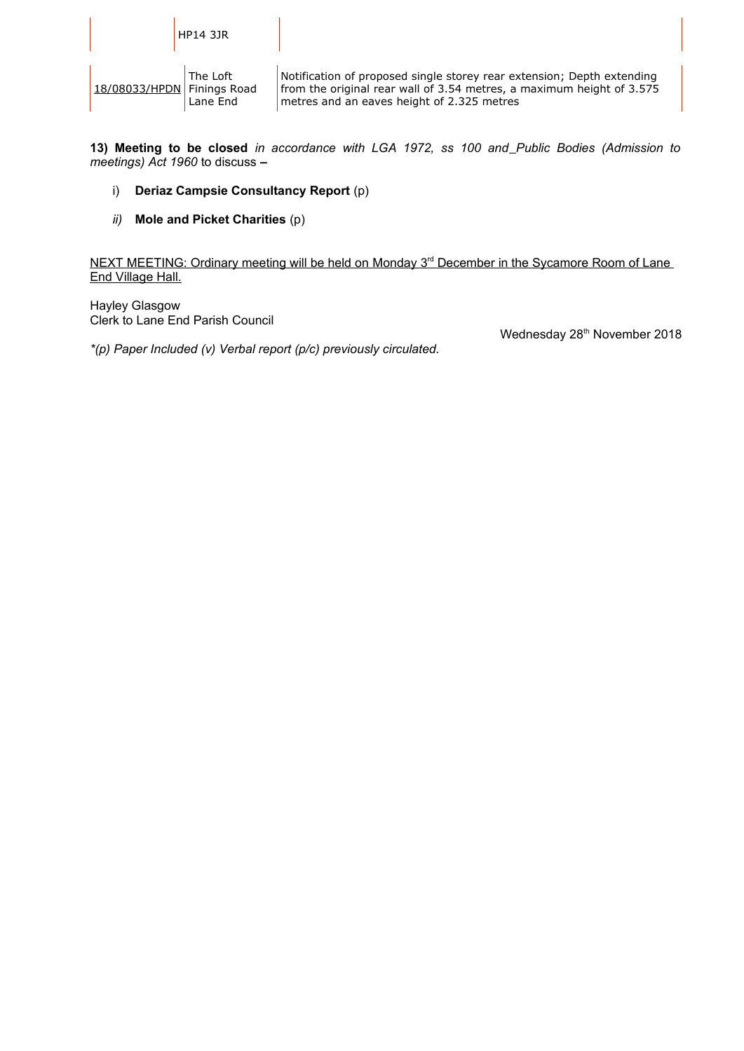| | | |
|---|---|---|
| | HP14 3JR | |
| 18/08033/HPDN | The Loft<br>Finings Road<br>Lane End | Notification of proposed single storey rear extension; Depth extending from the original rear wall of 3.54 metres, a maximum height of 3.575 metres and an eaves height of 2.325 metres |

**13) Meeting to be closed** *in accordance with LGA 1972, ss 100 and_Public Bodies (Admission to meetings) Act 1960* to discuss **–**

i) **Deriaz Campsie Consultancy Report** (p)

*ii)* **Mole and Picket Charities** (p)

<u>NEXT MEETING: Ordinary meeting will be held on Monday 3rd December in the Sycamore Room of Lane End Village Hall.</u>

Hayley Glasgow
Clerk to Lane End Parish Council

Wednesday 28th November 2018

*\*(p) Paper Included (v) Verbal report (p/c) previously circulated.*